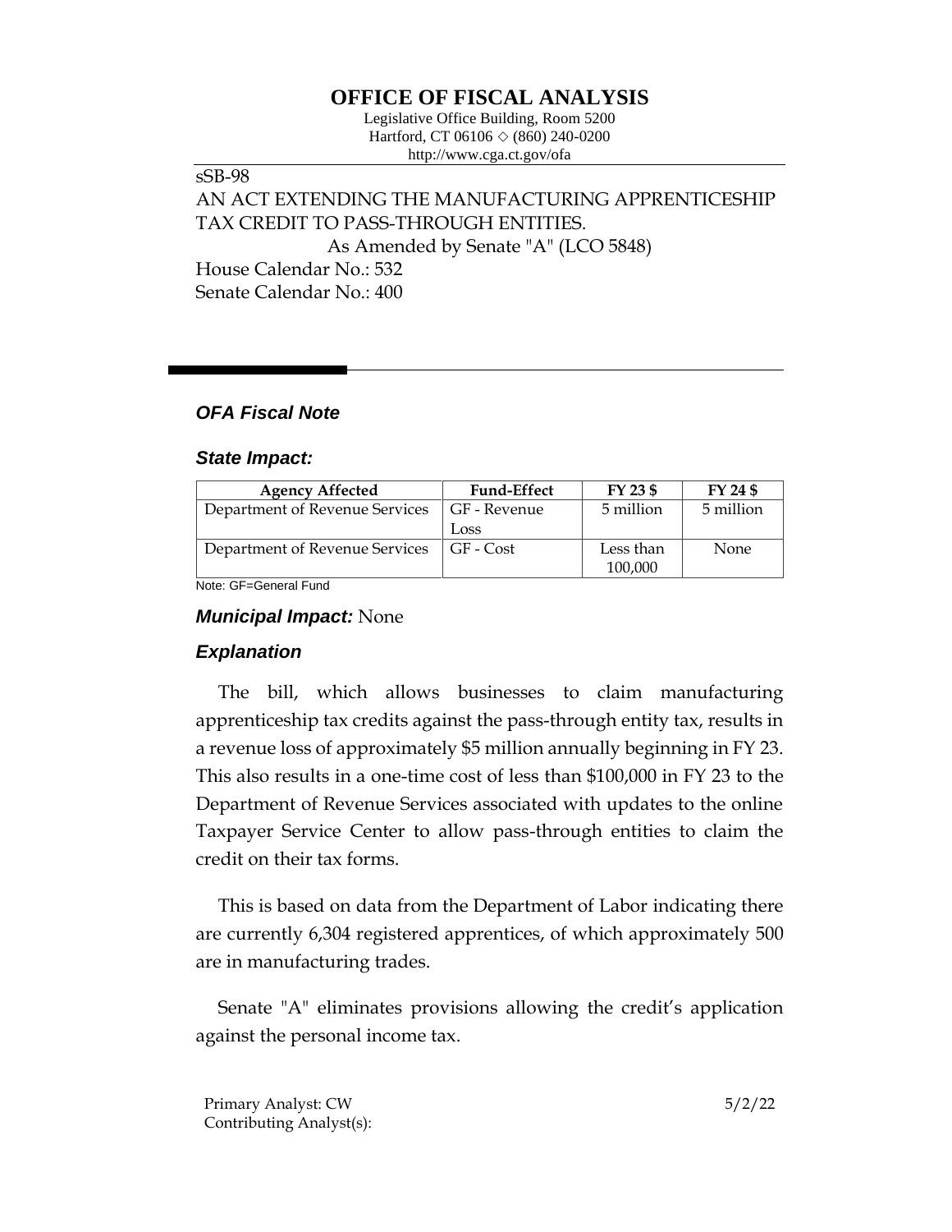# OFFICE OF FISCAL ANALYSIS

Legislative Office Building, Room 5200
Hartford, CT 06106 ◇ (860) 240-0200
http://www.cga.ct.gov/ofa

sSB-98

AN ACT EXTENDING THE MANUFACTURING APPRENTICESHIP TAX CREDIT TO PASS-THROUGH ENTITIES.

As Amended by Senate "A" (LCO 5848)

House Calendar No.: 532

Senate Calendar No.: 400

## *OFA Fiscal Note*

### *State Impact:*

| Agency Affected | Fund-Effect | FY 23 $ | FY 24 $ |
|---|---|---|---|
| Department of Revenue Services | GF - Revenue Loss | 5 million | 5 million |
| Department of Revenue Services | GF - Cost | Less than 100,000 | None |

Note: GF=General Fund

### *Municipal Impact:* None

### *Explanation*

The bill, which allows businesses to claim manufacturing apprenticeship tax credits against the pass-through entity tax, results in a revenue loss of approximately $5 million annually beginning in FY 23. This also results in a one-time cost of less than $100,000 in FY 23 to the Department of Revenue Services associated with updates to the online Taxpayer Service Center to allow pass-through entities to claim the credit on their tax forms.

This is based on data from the Department of Labor indicating there are currently 6,304 registered apprentices, of which approximately 500 are in manufacturing trades.

Senate "A" eliminates provisions allowing the credit's application against the personal income tax.

Primary Analyst: CW
Contributing Analyst(s):

5/2/22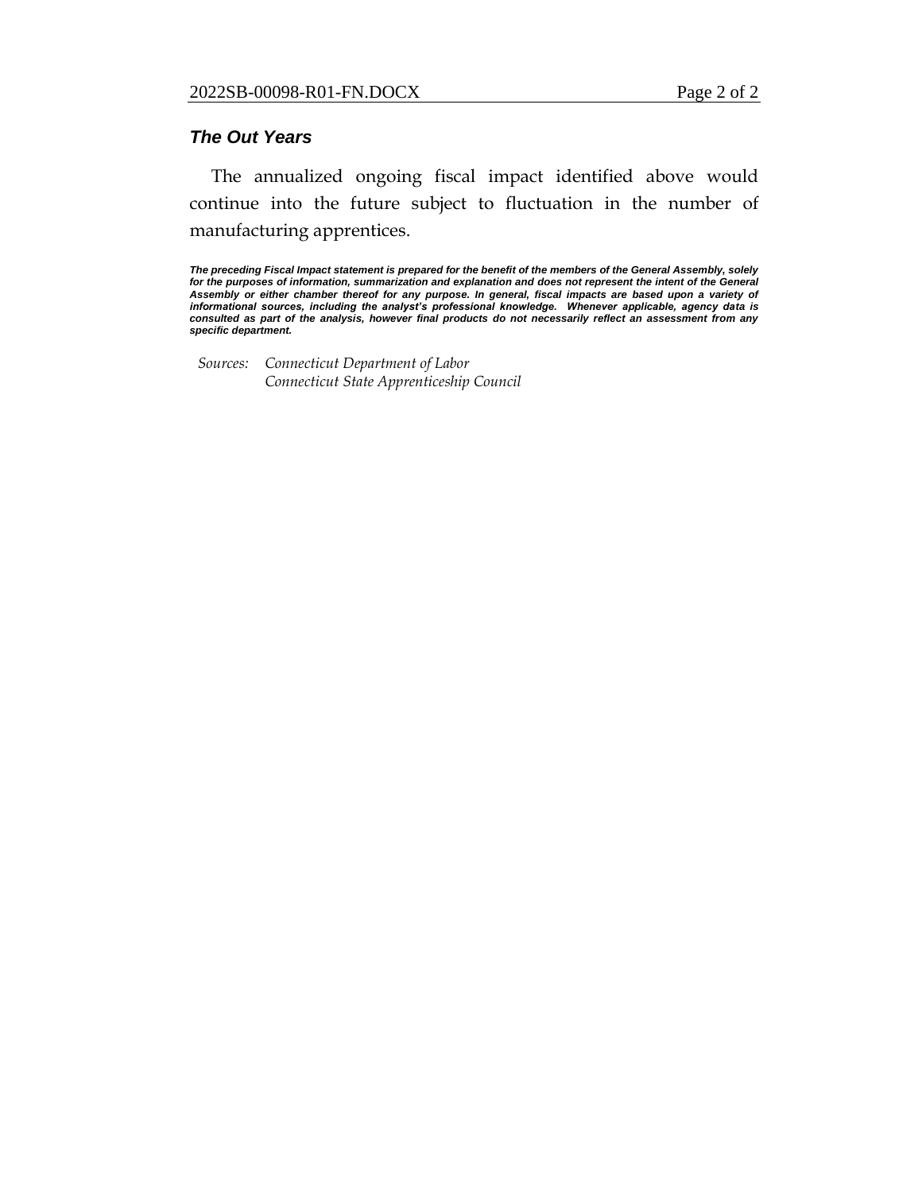### ***The Out Years***

The annualized ongoing fiscal impact identified above would continue into the future subject to fluctuation in the number of manufacturing apprentices.

***The preceding Fiscal Impact statement is prepared for the benefit of the members of the General Assembly, solely for the purposes of information, summarization and explanation and does not represent the intent of the General Assembly or either chamber thereof for any purpose. In general, fiscal impacts are based upon a variety of informational sources, including the analyst's professional knowledge. Whenever applicable, agency data is consulted as part of the analysis, however final products do not necessarily reflect an assessment from any specific department.***

*Sources: Connecticut Department of Labor*
*Connecticut State Apprenticeship Council*